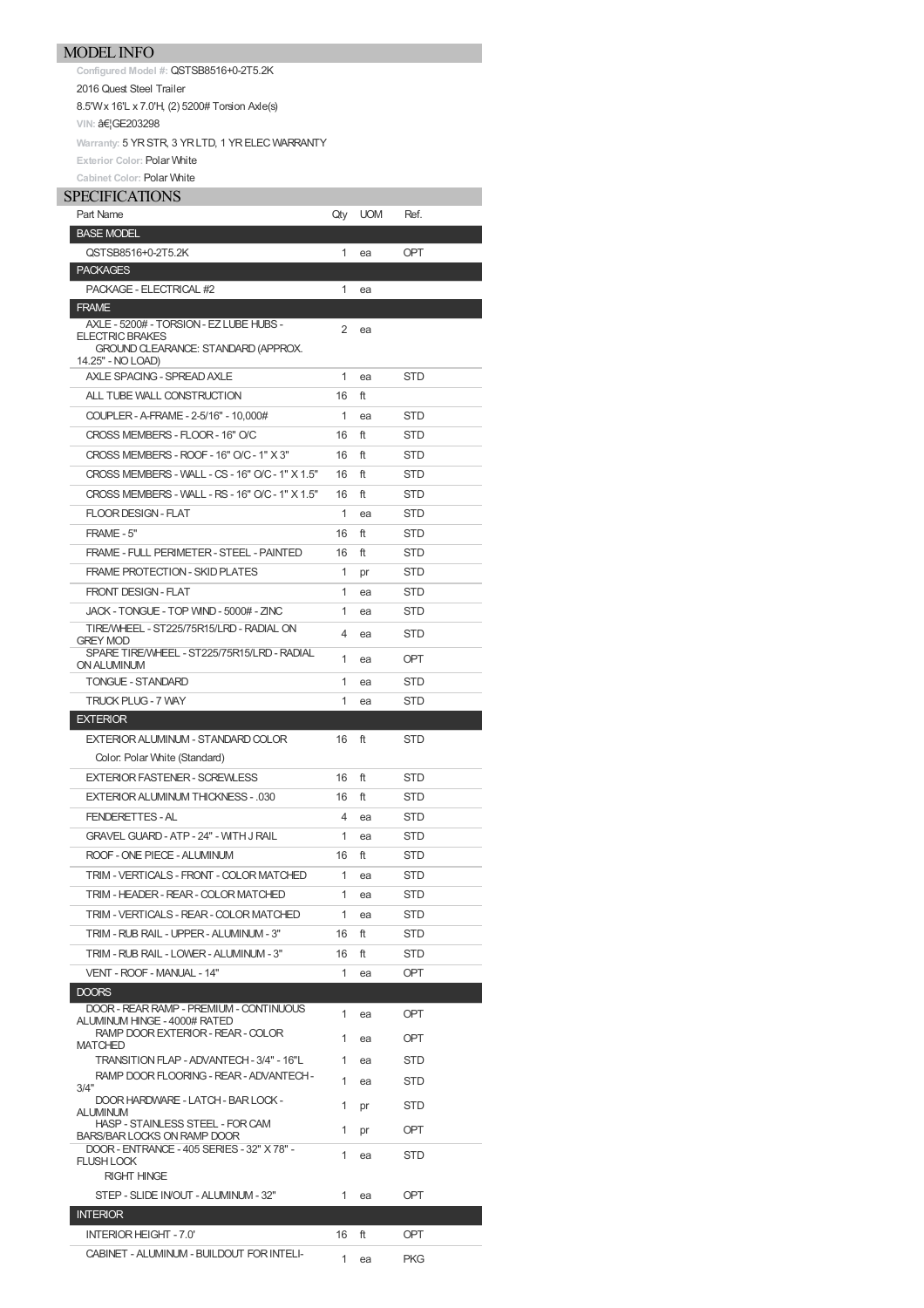## MODEL INFO

**Configured Model #:** QSTSB8516+0-2T5.2K

2016 Quest Steel Trailer

8.5'W x 16'L x 7.0'H, (2) 5200# Torsion Axle(s)

**VIN:** â€¦GE203298

**Warranty:** 5 YR STR, 3 YR LTD, 1 YR ELEC WARRANTY

**Exterior Color:** Polar White

**Cabinet Color:** Polar White

## SPECIFICATIONS

| Part Name | Qty | UOM | Ref. |
|---|---|---|---|
| **BASE MODEL** | | | |
| QSTSB8516+0-2T5.2K | 1 | ea | OPT |
| **PACKAGES** | | | |
| PACKAGE - ELECTRICAL #2 | 1 | ea | |
| **FRAME** | | | |
| AXLE - 5200# - TORSION - EZ LUBE HUBS - ELECTRIC BRAKES<br>GROUND CLEARANCE: STANDARD (APPROX. 14.25" - NO LOAD) | 2 | ea | |
| AXLE SPACING - SPREAD AXLE | 1 | ea | STD |
| ALL TUBE WALL CONSTRUCTION | 16 | ft | |
| COUPLER - A-FRAME - 2-5/16" - 10,000# | 1 | ea | STD |
| CROSS MEMBERS - FLOOR - 16" O/C | 16 | ft | STD |
| CROSS MEMBERS - ROOF - 16" O/C - 1" X 3" | 16 | ft | STD |
| CROSS MEMBERS - WALL - CS - 16" O/C - 1" X 1.5" | 16 | ft | STD |
| CROSS MEMBERS - WALL - RS - 16" O/C - 1" X 1.5" | 16 | ft | STD |
| FLOOR DESIGN - FLAT | 1 | ea | STD |
| FRAME - 5" | 16 | ft | STD |
| FRAME - FULL PERIMETER - STEEL - PAINTED | 16 | ft | STD |
| FRAME PROTECTION - SKID PLATES | 1 | pr | STD |
| FRONT DESIGN - FLAT | 1 | ea | STD |
| JACK - TONGUE - TOP WIND - 5000# - ZINC | 1 | ea | STD |
| TIRE/WHEEL - ST225/75R15/LRD - RADIAL ON GREY MOD | 4 | ea | STD |
| SPARE TIRE/WHEEL - ST225/75R15/LRD - RADIAL ON ALUMINUM | 1 | ea | OPT |
| TONGUE - STANDARD | 1 | ea | STD |
| TRUCK PLUG - 7 WAY | 1 | ea | STD |
| **EXTERIOR** | | | |
| EXTERIOR ALUMINUM - STANDARD COLOR<br>Color: Polar White (Standard) | 16 | ft | STD |
| EXTERIOR FASTENER - SCREWLESS | 16 | ft | STD |
| EXTERIOR ALUMINUM THICKNESS - .030 | 16 | ft | STD |
| FENDERETTES - AL | 4 | ea | STD |
| GRAVEL GUARD - ATP - 24" - WITH J RAIL | 1 | ea | STD |
| ROOF - ONE PIECE - ALUMINUM | 16 | ft | STD |
| TRIM - VERTICALS - FRONT - COLOR MATCHED | 1 | ea | STD |
| TRIM - HEADER - REAR - COLOR MATCHED | 1 | ea | STD |
| TRIM - VERTICALS - REAR - COLOR MATCHED | 1 | ea | STD |
| TRIM - RUB RAIL - UPPER - ALUMINUM - 3" | 16 | ft | STD |
| TRIM - RUB RAIL - LOWER - ALUMINUM - 3" | 16 | ft | STD |
| VENT - ROOF - MANUAL - 14" | 1 | ea | OPT |
| **DOORS** | | | |
| DOOR - REAR RAMP - PREMIUM - CONTINUOUS ALUMINUM HINGE - 4000# RATED | 1 | ea | OPT |
| RAMP DOOR EXTERIOR - REAR - COLOR MATCHED | 1 | ea | OPT |
| TRANSITION FLAP - ADVANTECH - 3/4" - 16"L | 1 | ea | STD |
| RAMP DOOR FLOORING - REAR - ADVANTECH - 3/4" | 1 | ea | STD |
| DOOR HARDWARE - LATCH - BAR LOCK - ALUMINUM | 1 | pr | STD |
| HASP - STAINLESS STEEL - FOR CAM BARS/BAR LOCKS ON RAMP DOOR | 1 | pr | OPT |
| DOOR - ENTRANCE - 405 SERIES - 32" X 78" - FLUSH LOCK<br>RIGHT HINGE | 1 | ea | STD |
| STEP - SLIDE IN/OUT - ALUMINUM - 32" | 1 | ea | OPT |
| **INTERIOR** | | | |
| INTERIOR HEIGHT - 7.0' | 16 | ft | OPT |
| CABINET - ALUMINUM - BUILDOUT FOR INTELI- | 1 | ea | PKG |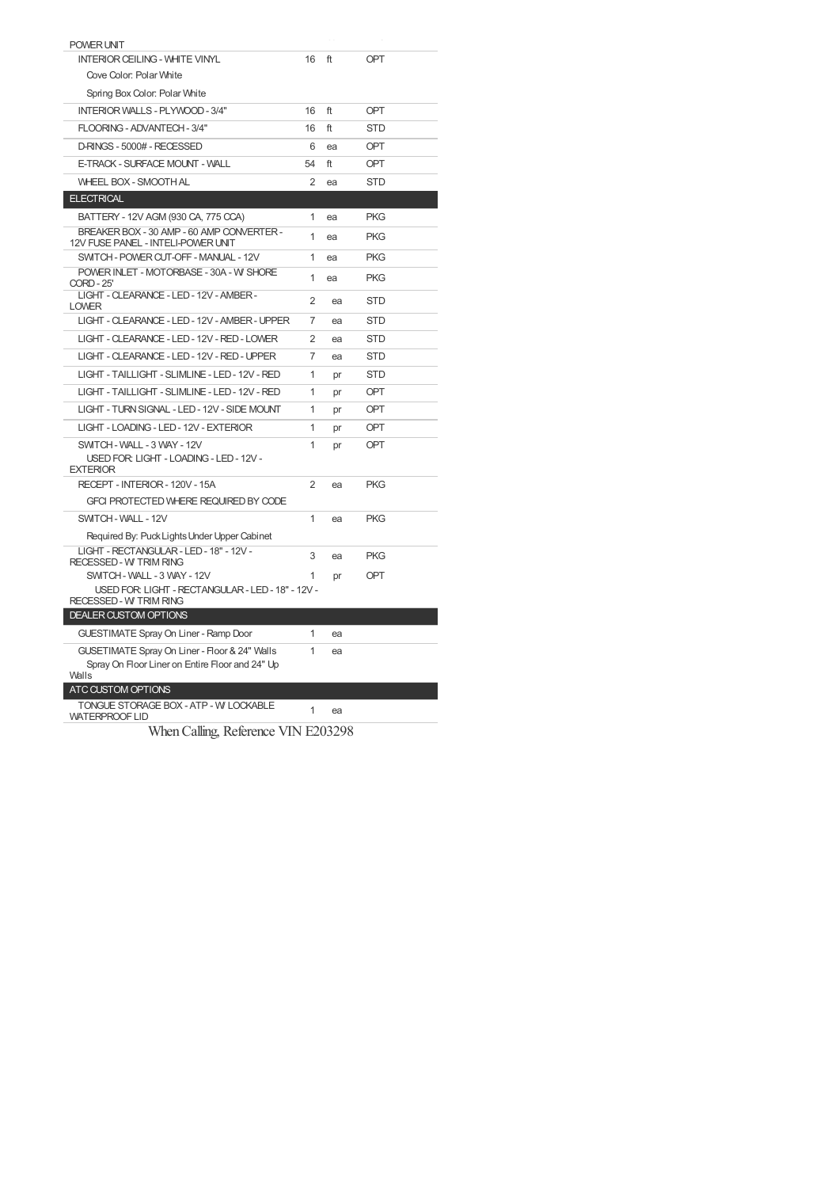| | | | |
|---|---|---|---|
| POWER UNIT | | | |
| INTERIOR CEILING - WHITE VINYL | 16 | ft | OPT |
| Cove Color: Polar White | | | |
| Spring Box Color: Polar White | | | |
| INTERIOR WALLS - PLYWOOD - 3/4" | 16 | ft | OPT |
| FLOORING - ADVANTECH - 3/4" | 16 | ft | STD |
| D-RINGS - 5000# - RECESSED | 6 | ea | OPT |
| E-TRACK - SURFACE MOUNT - WALL | 54 | ft | OPT |
| WHEEL BOX - SMOOTH AL | 2 | ea | STD |
| **ELECTRICAL** | | | |
| BATTERY - 12V AGM (930 CA, 775 CCA) | 1 | ea | PKG |
| BREAKER BOX - 30 AMP - 60 AMP CONVERTER - 12V FUSE PANEL - INTELI-POWER UNIT | 1 | ea | PKG |
| SWITCH - POWER CUT-OFF - MANUAL - 12V | 1 | ea | PKG |
| POWER INLET - MOTORBASE - 30A - W/ SHORE CORD - 25' | 1 | ea | PKG |
| LIGHT - CLEARANCE - LED - 12V - AMBER - LOWER | 2 | ea | STD |
| LIGHT - CLEARANCE - LED - 12V - AMBER - UPPER | 7 | ea | STD |
| LIGHT - CLEARANCE - LED - 12V - RED - LOWER | 2 | ea | STD |
| LIGHT - CLEARANCE - LED - 12V - RED - UPPER | 7 | ea | STD |
| LIGHT - TAILLIGHT - SLIMLINE - LED - 12V - RED | 1 | pr | STD |
| LIGHT - TAILLIGHT - SLIMLINE - LED - 12V - RED | 1 | pr | OPT |
| LIGHT - TURN SIGNAL - LED - 12V - SIDE MOUNT | 1 | pr | OPT |
| LIGHT - LOADING - LED - 12V - EXTERIOR | 1 | pr | OPT |
| SWITCH - WALL - 3 WAY - 12V | 1 | pr | OPT |
| USED FOR: LIGHT - LOADING - LED - 12V - EXTERIOR | | | |
| RECEPT - INTERIOR - 120V - 15A | 2 | ea | PKG |
| GFCI PROTECTED WHERE REQUIRED BY CODE | | | |
| SWITCH - WALL - 12V | 1 | ea | PKG |
| Required By: Puck Lights Under Upper Cabinet | | | |
| LIGHT - RECTANGULAR - LED - 18" - 12V - RECESSED - W/ TRIM RING | 3 | ea | PKG |
| SWITCH - WALL - 3 WAY - 12V | 1 | pr | OPT |
| USED FOR: LIGHT - RECTANGULAR - LED - 18" - 12V - RECESSED - W/ TRIM RING | | | |
| **DEALER CUSTOM OPTIONS** | | | |
| GUESTIMATE Spray On Liner - Ramp Door | 1 | ea | |
| GUSETIMATE Spray On Liner - Floor & 24" Walls | 1 | ea | |
| Spray On Floor Liner on Entire Floor and 24" Up Walls | | | |
| **ATC CUSTOM OPTIONS** | | | |
| TONGUE STORAGE BOX - ATP - W/ LOCKABLE WATERPROOF LID | 1 | ea | |

When Calling, Reference VIN E203298